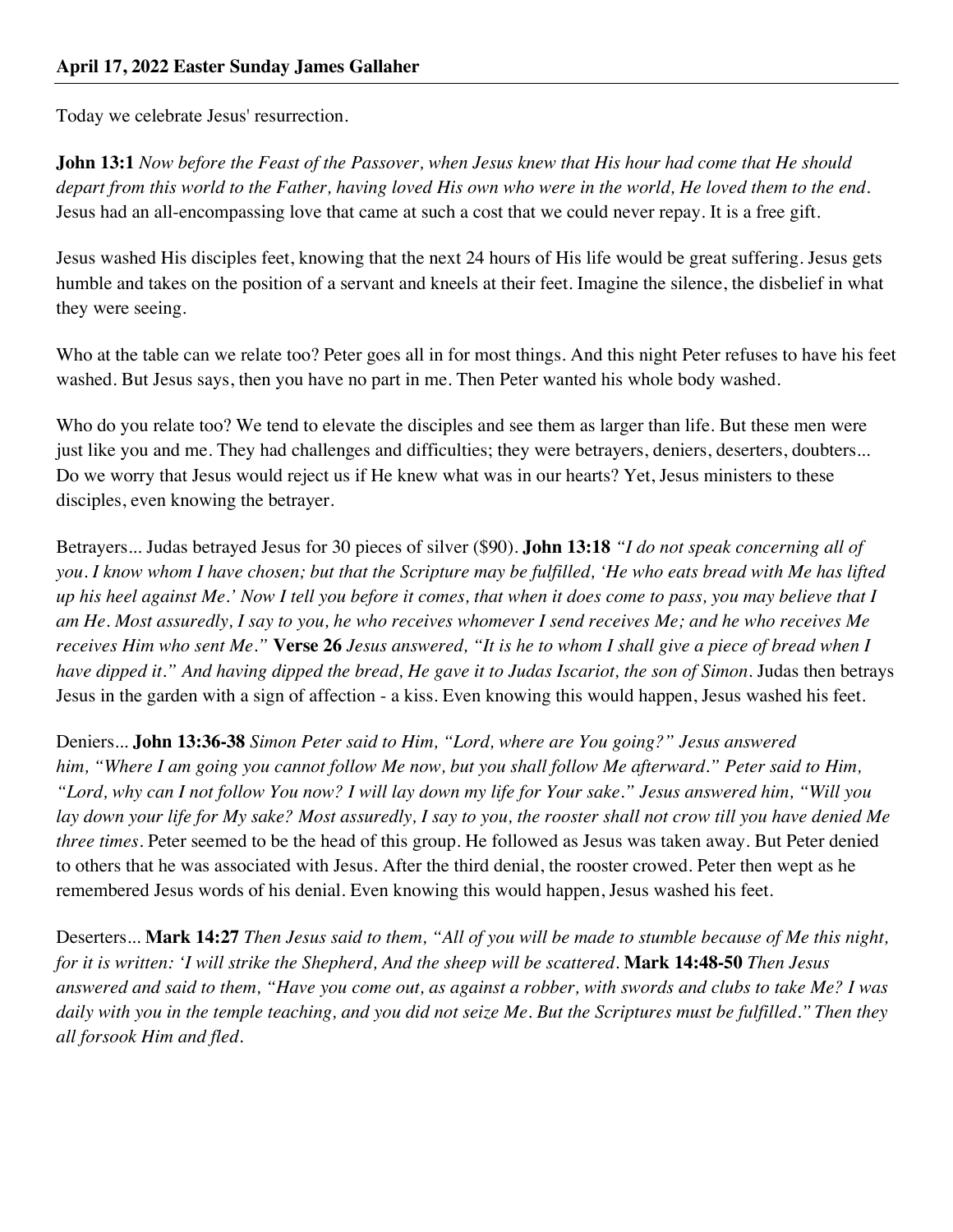**April 17, 2022 Easter Sunday James Gallaher**

Today we celebrate Jesus' resurrection.

**John 13:1** *Now before the Feast of the Passover, when Jesus knew that His hour had come that He should depart from this world to the Father, having loved His own who were in the world, He loved them to the end.* Jesus had an all-encompassing love that came at such a cost that we could never repay. It is a free gift.

Jesus washed His disciples feet, knowing that the next 24 hours of His life would be great suffering. Jesus gets humble and takes on the position of a servant and kneels at their feet. Imagine the silence, the disbelief in what they were seeing.

Who at the table can we relate too? Peter goes all in for most things. And this night Peter refuses to have his feet washed. But Jesus says, then you have no part in me. Then Peter wanted his whole body washed.

Who do you relate too? We tend to elevate the disciples and see them as larger than life. But these men were just like you and me. They had challenges and difficulties; they were betrayers, deniers, deserters, doubters... Do we worry that Jesus would reject us if He knew what was in our hearts? Yet, Jesus ministers to these disciples, even knowing the betrayer.

Betrayers... Judas betrayed Jesus for 30 pieces of silver ($90). **John 13:18** *"I do not speak concerning all of you. I know whom I have chosen; but that the Scripture may be fulfilled, 'He who eats bread with Me has lifted up his heel against Me.' Now I tell you before it comes, that when it does come to pass, you may believe that I am He. Most assuredly, I say to you, he who receives whomever I send receives Me; and he who receives Me receives Him who sent Me."* **Verse 26** *Jesus answered, "It is he to whom I shall give a piece of bread when I have dipped it." And having dipped the bread, He gave it to Judas Iscariot, the son of Simon.* Judas then betrays Jesus in the garden with a sign of affection - a kiss. Even knowing this would happen, Jesus washed his feet.

Deniers... **John 13:36-38** *Simon Peter said to Him, "Lord, where are You going?" Jesus answered him, "Where I am going you cannot follow Me now, but you shall follow Me afterward." Peter said to Him, "Lord, why can I not follow You now? I will lay down my life for Your sake." Jesus answered him, "Will you lay down your life for My sake? Most assuredly, I say to you, the rooster shall not crow till you have denied Me three times.* Peter seemed to be the head of this group. He followed as Jesus was taken away. But Peter denied to others that he was associated with Jesus. After the third denial, the rooster crowed. Peter then wept as he remembered Jesus words of his denial. Even knowing this would happen, Jesus washed his feet.

Deserters... **Mark 14:27** *Then Jesus said to them, "All of you will be made to stumble because of Me this night, for it is written: 'I will strike the Shepherd, And the sheep will be scattered.* **Mark 14:48-50** *Then Jesus answered and said to them, "Have you come out, as against a robber, with swords and clubs to take Me? I was daily with you in the temple teaching, and you did not seize Me. But the Scriptures must be fulfilled." Then they all forsook Him and fled.*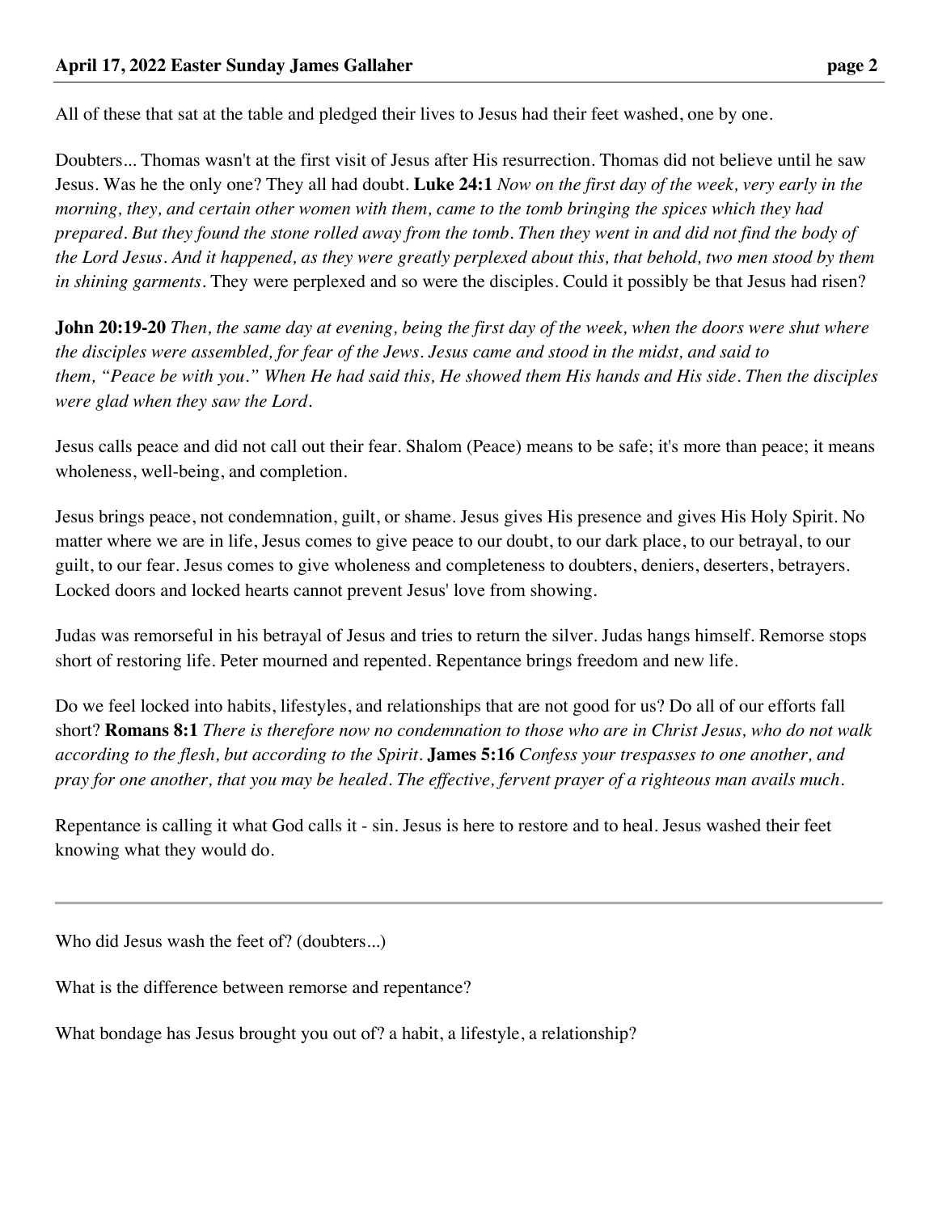All of these that sat at the table and pledged their lives to Jesus had their feet washed, one by one.

Doubters... Thomas wasn't at the first visit of Jesus after His resurrection. Thomas did not believe until he saw Jesus. Was he the only one? They all had doubt. **Luke 24:1** *Now on the first day of the week, very early in the morning, they, and certain other women with them, came to the tomb bringing the spices which they had prepared. But they found the stone rolled away from the tomb. Then they went in and did not find the body of the Lord Jesus. And it happened, as they were greatly perplexed about this, that behold, two men stood by them in shining garments.* They were perplexed and so were the disciples. Could it possibly be that Jesus had risen?

**John 20:19-20** *Then, the same day at evening, being the first day of the week, when the doors were shut where the disciples were assembled, for fear of the Jews. Jesus came and stood in the midst, and said to them, "Peace be with you." When He had said this, He showed them His hands and His side. Then the disciples were glad when they saw the Lord.*

Jesus calls peace and did not call out their fear. Shalom (Peace) means to be safe; it's more than peace; it means wholeness, well-being, and completion.

Jesus brings peace, not condemnation, guilt, or shame. Jesus gives His presence and gives His Holy Spirit. No matter where we are in life, Jesus comes to give peace to our doubt, to our dark place, to our betrayal, to our guilt, to our fear. Jesus comes to give wholeness and completeness to doubters, deniers, deserters, betrayers. Locked doors and locked hearts cannot prevent Jesus' love from showing.

Judas was remorseful in his betrayal of Jesus and tries to return the silver. Judas hangs himself. Remorse stops short of restoring life. Peter mourned and repented. Repentance brings freedom and new life.

Do we feel locked into habits, lifestyles, and relationships that are not good for us? Do all of our efforts fall short? **Romans 8:1** *There is therefore now no condemnation to those who are in Christ Jesus, who do not walk according to the flesh, but according to the Spirit.* **James 5:16** *Confess your trespasses to one another, and pray for one another, that you may be healed. The effective, fervent prayer of a righteous man avails much.*

Repentance is calling it what God calls it - sin. Jesus is here to restore and to heal. Jesus washed their feet knowing what they would do.

---

Who did Jesus wash the feet of? (doubters...)

What is the difference between remorse and repentance?

What bondage has Jesus brought you out of? a habit, a lifestyle, a relationship?